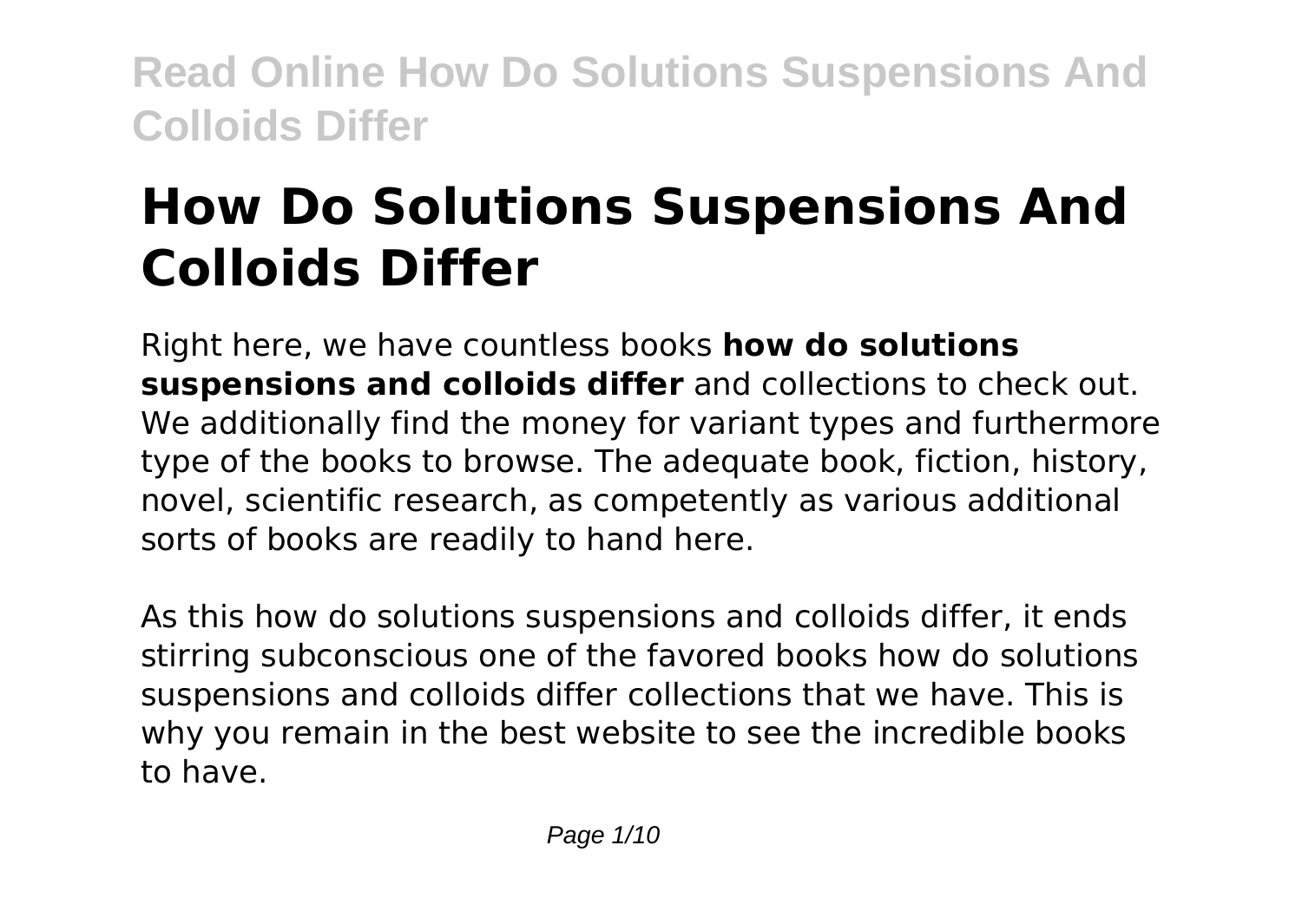# How Do Solutions Suspensions And Colloids Differ

Right here, we have countless books **how do solutions suspensions and colloids differ** and collections to check out. We additionally find the money for variant types and furthermore type of the books to browse. The adequate book, fiction, history, novel, scientific research, as competently as various additional sorts of books are readily to hand here.

As this how do solutions suspensions and colloids differ, it ends stirring subconscious one of the favored books how do solutions suspensions and colloids differ collections that we have. This is why you remain in the best website to see the incredible books to have.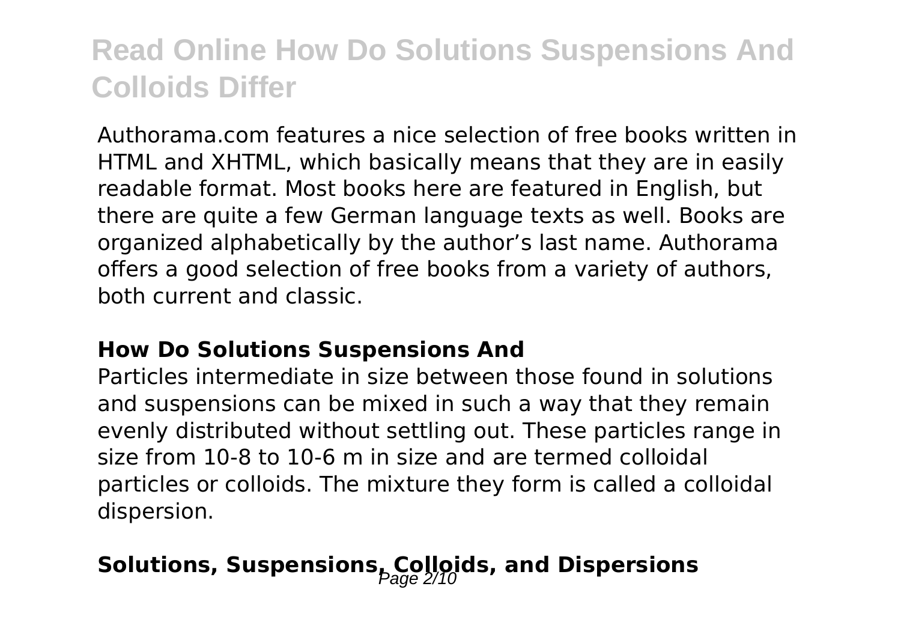Authorama.com features a nice selection of free books written in HTML and XHTML, which basically means that they are in easily readable format. Most books here are featured in English, but there are quite a few German language texts as well. Books are organized alphabetically by the author's last name. Authorama offers a good selection of free books from a variety of authors, both current and classic.

### How Do Solutions Suspensions And

Particles intermediate in size between those found in solutions and suspensions can be mixed in such a way that they remain evenly distributed without settling out. These particles range in size from 10-8 to 10-6 m in size and are termed colloidal particles or colloids. The mixture they form is called a colloidal dispersion.

## Solutions, Suspensions, Colloids, and Dispersions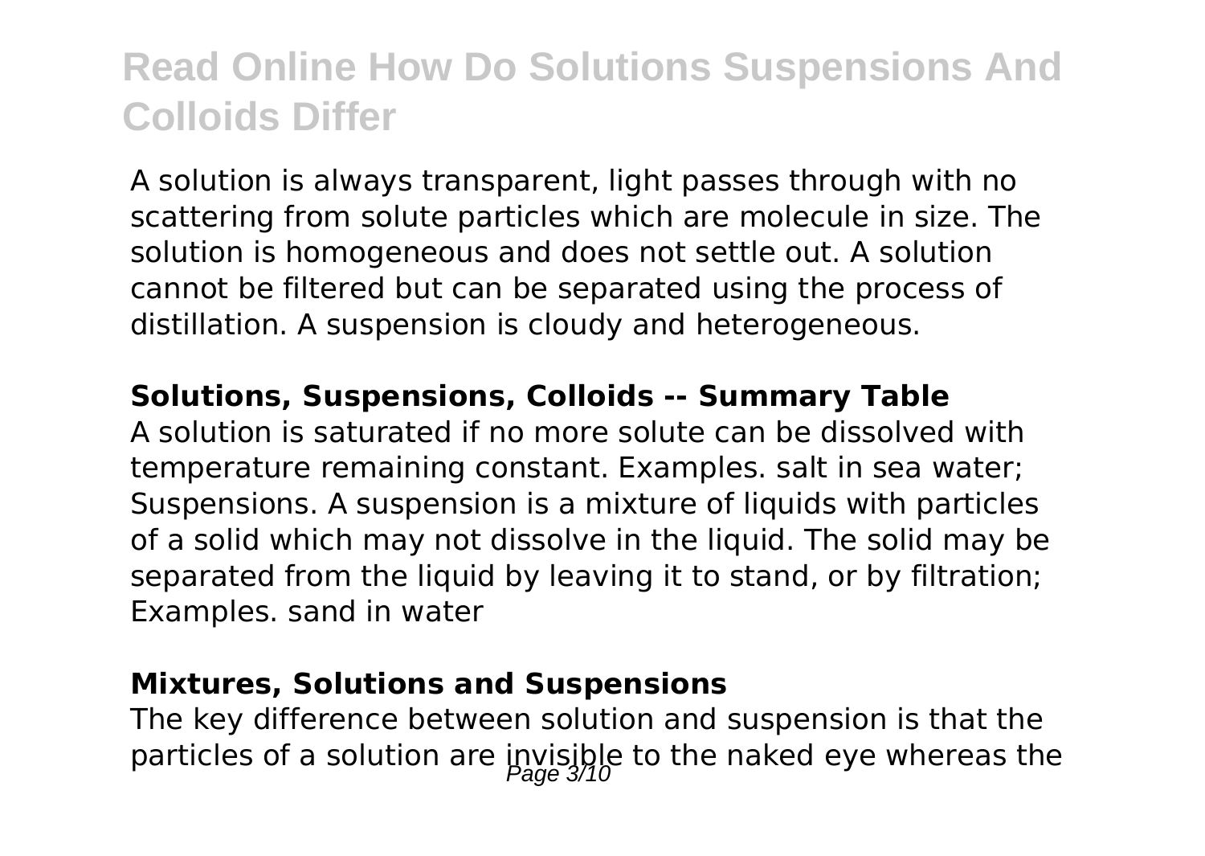A solution is always transparent, light passes through with no scattering from solute particles which are molecule in size. The solution is homogeneous and does not settle out. A solution cannot be filtered but can be separated using the process of distillation. A suspension is cloudy and heterogeneous.

**Solutions, Suspensions, Colloids -- Summary Table**

A solution is saturated if no more solute can be dissolved with temperature remaining constant. Examples. salt in sea water; Suspensions. A suspension is a mixture of liquids with particles of a solid which may not dissolve in the liquid. The solid may be separated from the liquid by leaving it to stand, or by filtration; Examples. sand in water

**Mixtures, Solutions and Suspensions**

The key difference between solution and suspension is that the particles of a solution are invisible to the naked eye whereas the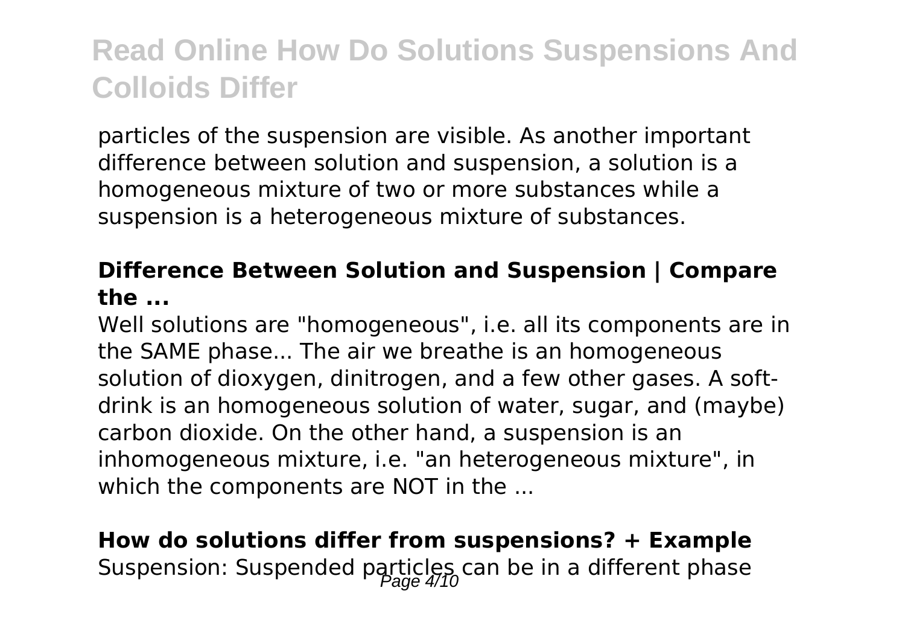particles of the suspension are visible. As another important difference between solution and suspension, a solution is a homogeneous mixture of two or more substances while a suspension is a heterogeneous mixture of substances.

### Difference Between Solution and Suspension | Compare the ...

Well solutions are "homogeneous", i.e. all its components are in the SAME phase... The air we breathe is an homogeneous solution of dioxygen, dinitrogen, and a few other gases. A soft-drink is an homogeneous solution of water, sugar, and (maybe) carbon dioxide. On the other hand, a suspension is an inhomogeneous mixture, i.e. "an heterogeneous mixture", in which the components are NOT in the ...

### How do solutions differ from suspensions? + Example

Suspension: Suspended particles can be in a different phase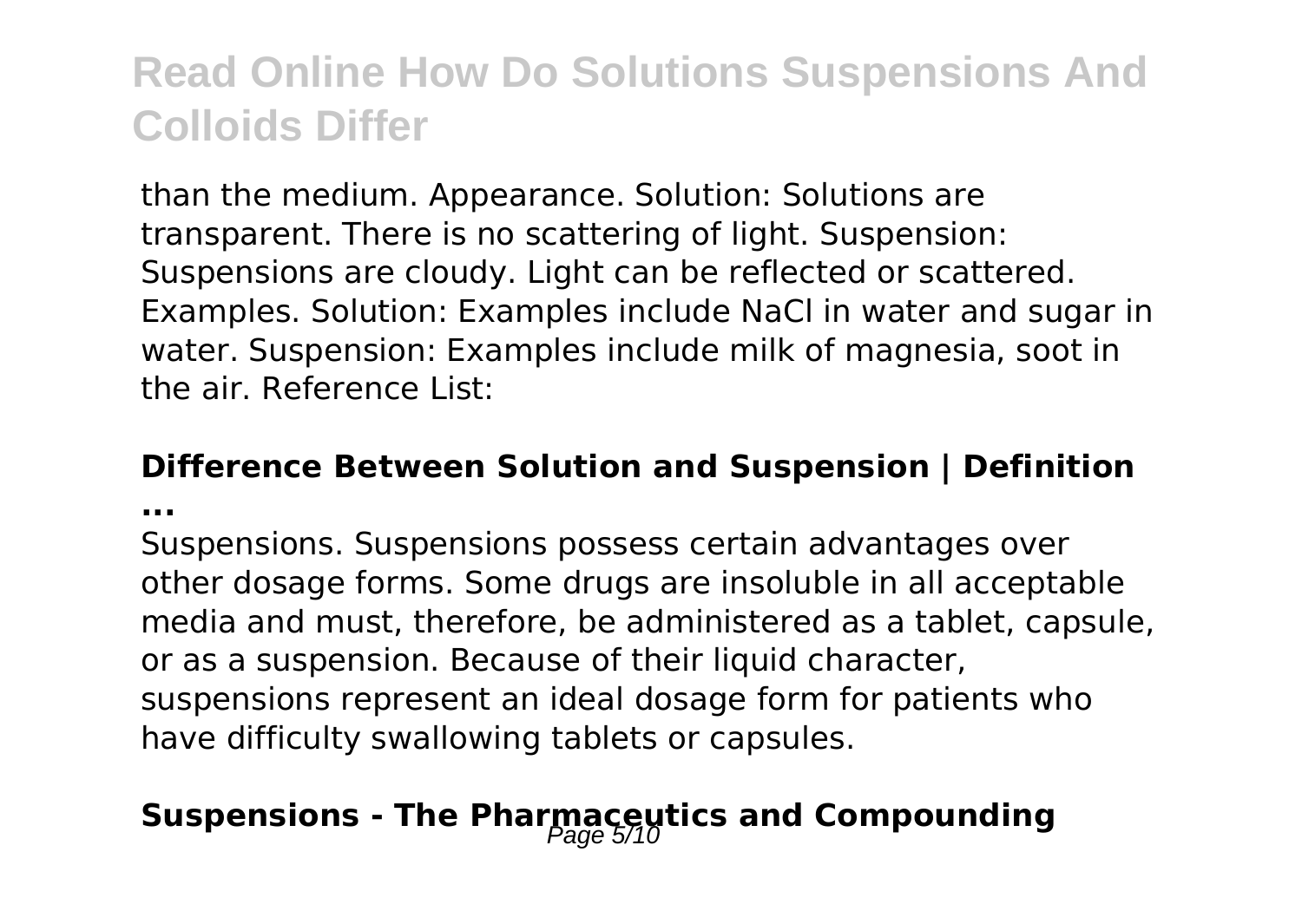than the medium. Appearance. Solution: Solutions are transparent. There is no scattering of light. Suspension: Suspensions are cloudy. Light can be reflected or scattered. Examples. Solution: Examples include NaCl in water and sugar in water. Suspension: Examples include milk of magnesia, soot in the air. Reference List:

### Difference Between Solution and Suspension | Definition ...

Suspensions. Suspensions possess certain advantages over other dosage forms. Some drugs are insoluble in all acceptable media and must, therefore, be administered as a tablet, capsule, or as a suspension. Because of their liquid character, suspensions represent an ideal dosage form for patients who have difficulty swallowing tablets or capsules.

## Suspensions - The Pharmaceutics and Compounding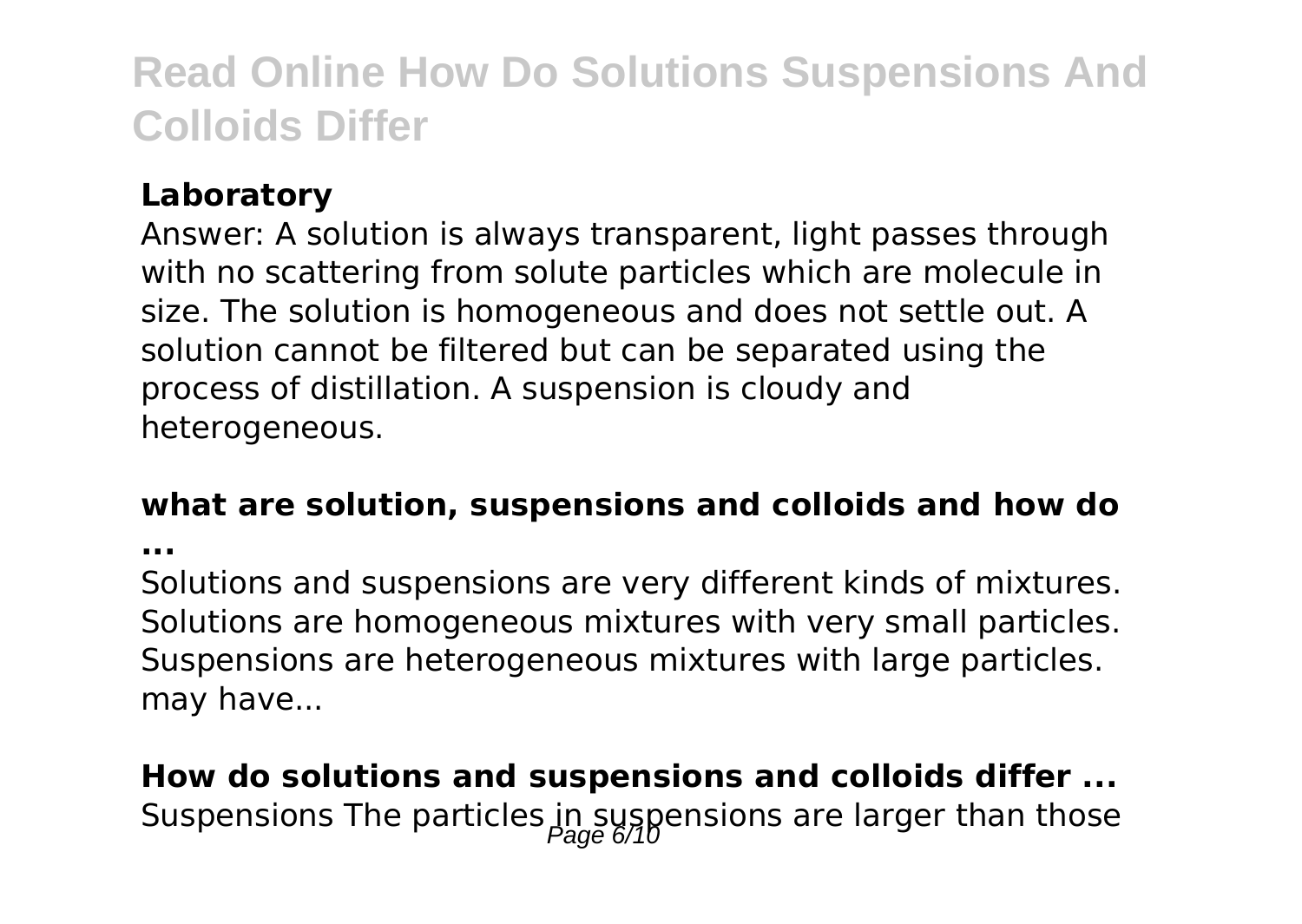### Laboratory

Answer: A solution is always transparent, light passes through with no scattering from solute particles which are molecule in size. The solution is homogeneous and does not settle out. A solution cannot be filtered but can be separated using the process of distillation. A suspension is cloudy and heterogeneous.

### what are solution, suspensions and colloids and how do ...

Solutions and suspensions are very different kinds of mixtures. Solutions are homogeneous mixtures with very small particles. Suspensions are heterogeneous mixtures with large particles. may have...

### How do solutions and suspensions and colloids differ ...

Suspensions The particles in suspensions are larger than those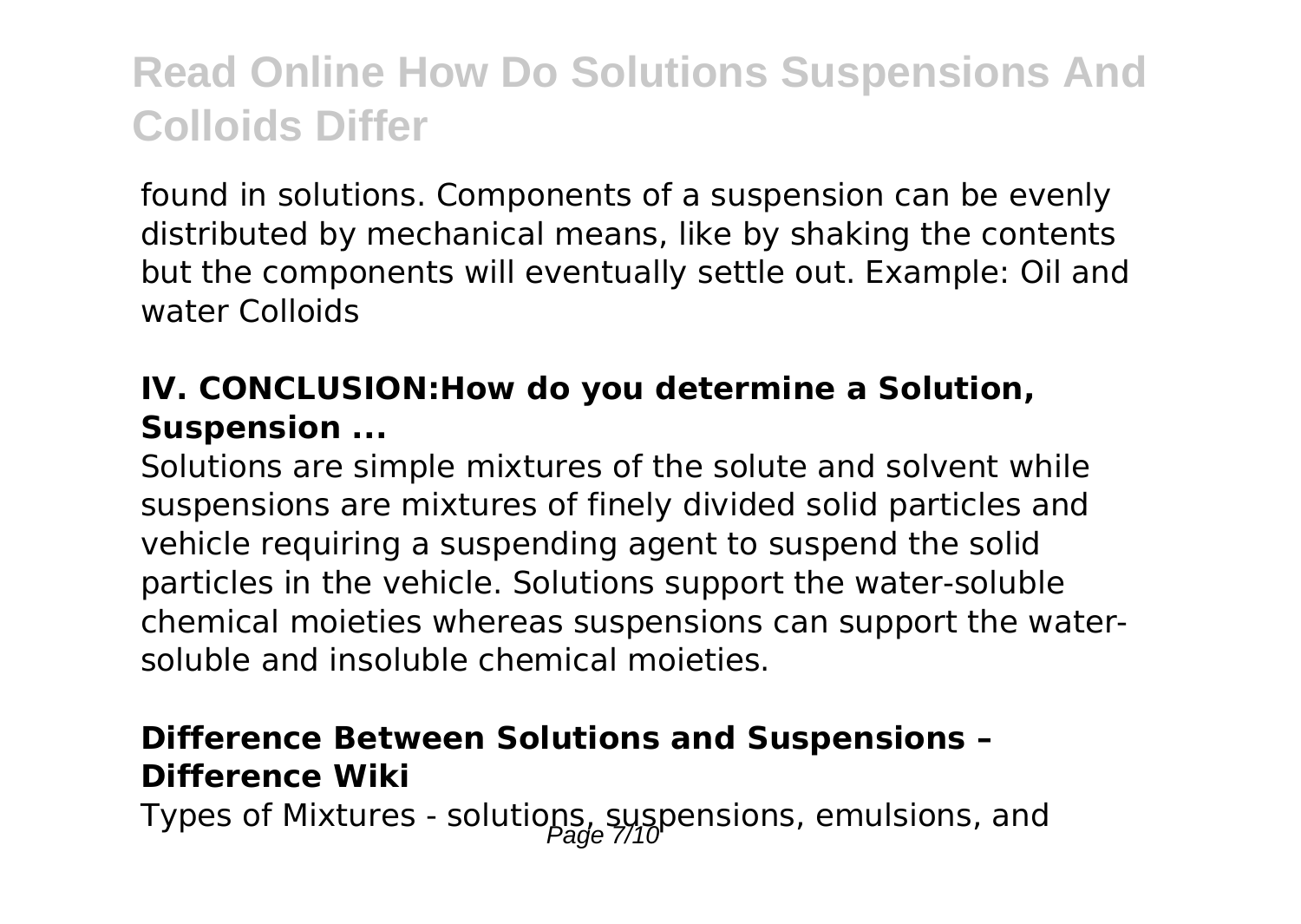found in solutions. Components of a suspension can be evenly distributed by mechanical means, like by shaking the contents but the components will eventually settle out. Example: Oil and water Colloids

### IV. CONCLUSION:How do you determine a Solution, Suspension ...

Solutions are simple mixtures of the solute and solvent while suspensions are mixtures of finely divided solid particles and vehicle requiring a suspending agent to suspend the solid particles in the vehicle. Solutions support the water-soluble chemical moieties whereas suspensions can support the water-soluble and insoluble chemical moieties.

### Difference Between Solutions and Suspensions – Difference Wiki

Types of Mixtures - solutions, suspensions, emulsions, and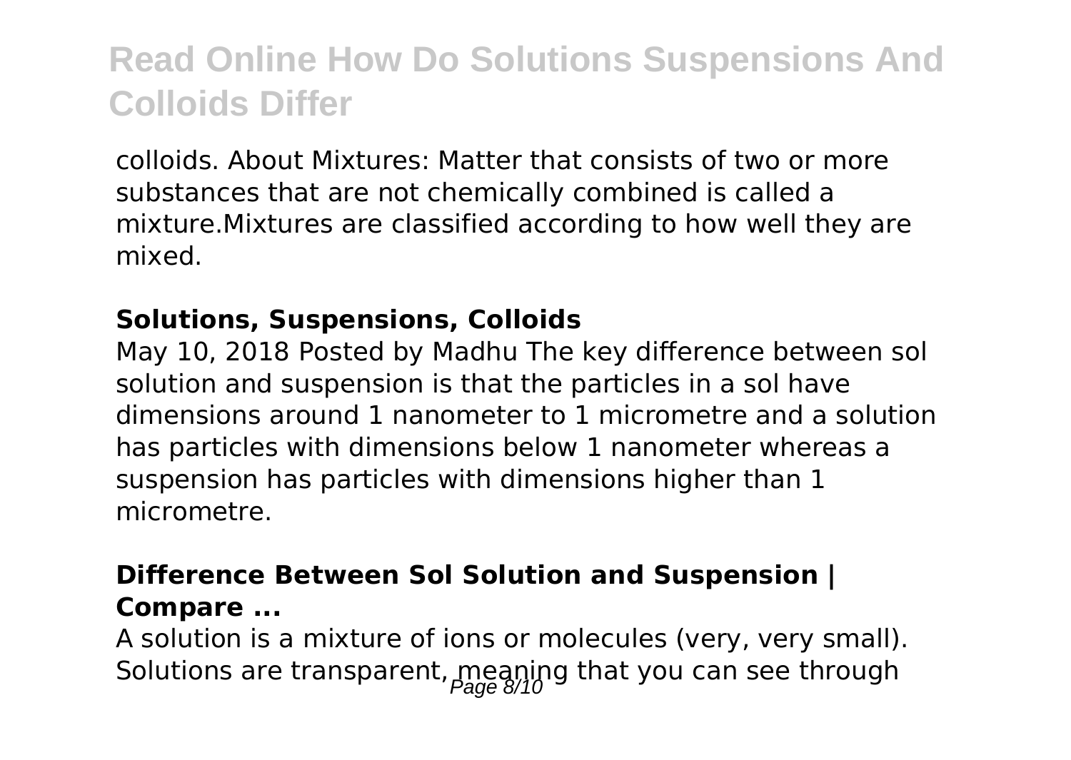colloids. About Mixtures: Matter that consists of two or more substances that are not chemically combined is called a mixture.Mixtures are classified according to how well they are mixed.

### Solutions, Suspensions, Colloids

May 10, 2018 Posted by Madhu The key difference between sol solution and suspension is that the particles in a sol have dimensions around 1 nanometer to 1 micrometre and a solution has particles with dimensions below 1 nanometer whereas a suspension has particles with dimensions higher than 1 micrometre.

### Difference Between Sol Solution and Suspension | Compare ...

A solution is a mixture of ions or molecules (very, very small). Solutions are transparent, meaning that you can see through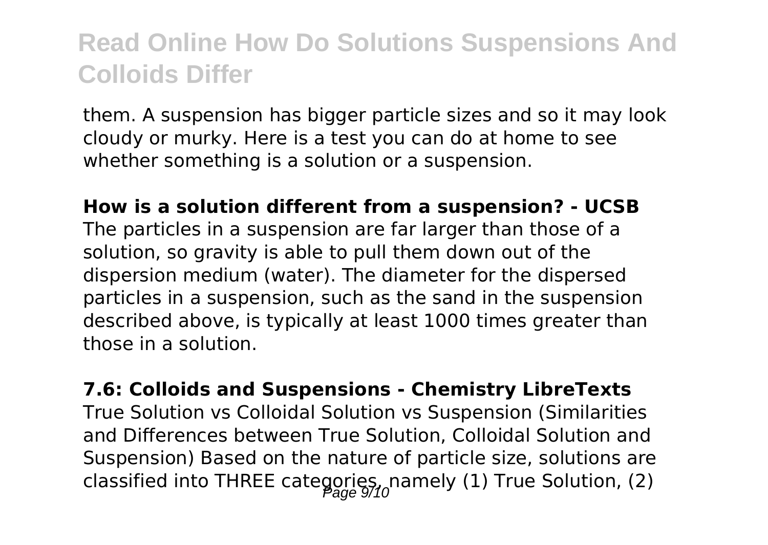them. A suspension has bigger particle sizes and so it may look cloudy or murky. Here is a test you can do at home to see whether something is a solution or a suspension.

**How is a solution different from a suspension? - UCSB**
The particles in a suspension are far larger than those of a solution, so gravity is able to pull them down out of the dispersion medium (water). The diameter for the dispersed particles in a suspension, such as the sand in the suspension described above, is typically at least 1000 times greater than those in a solution.

**7.6: Colloids and Suspensions - Chemistry LibreTexts**
True Solution vs Colloidal Solution vs Suspension (Similarities and Differences between True Solution, Colloidal Solution and Suspension) Based on the nature of particle size, solutions are classified into THREE categories, namely (1) True Solution, (2)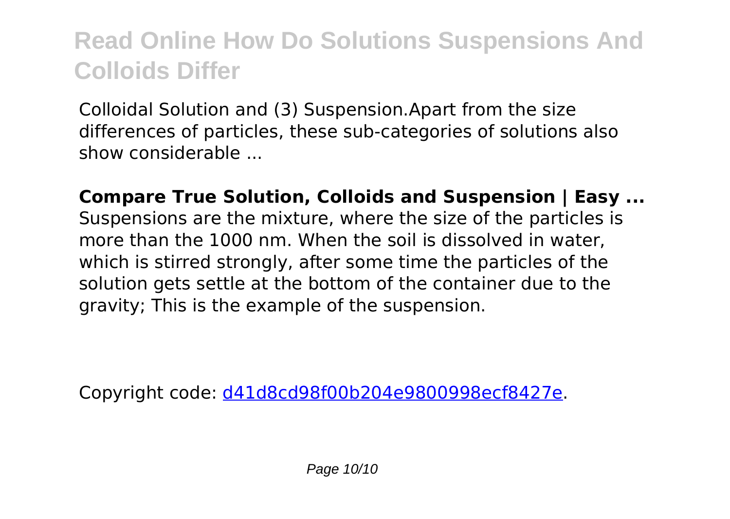Colloidal Solution and (3) Suspension.Apart from the size differences of particles, these sub-categories of solutions also show considerable ...

**Compare True Solution, Colloids and Suspension | Easy ...**
Suspensions are the mixture, where the size of the particles is more than the 1000 nm. When the soil is dissolved in water, which is stirred strongly, after some time the particles of the solution gets settle at the bottom of the container due to the gravity; This is the example of the suspension.

Copyright code: [d41d8cd98f00b204e9800998ecf8427e](d41d8cd98f00b204e9800998ecf8427e).